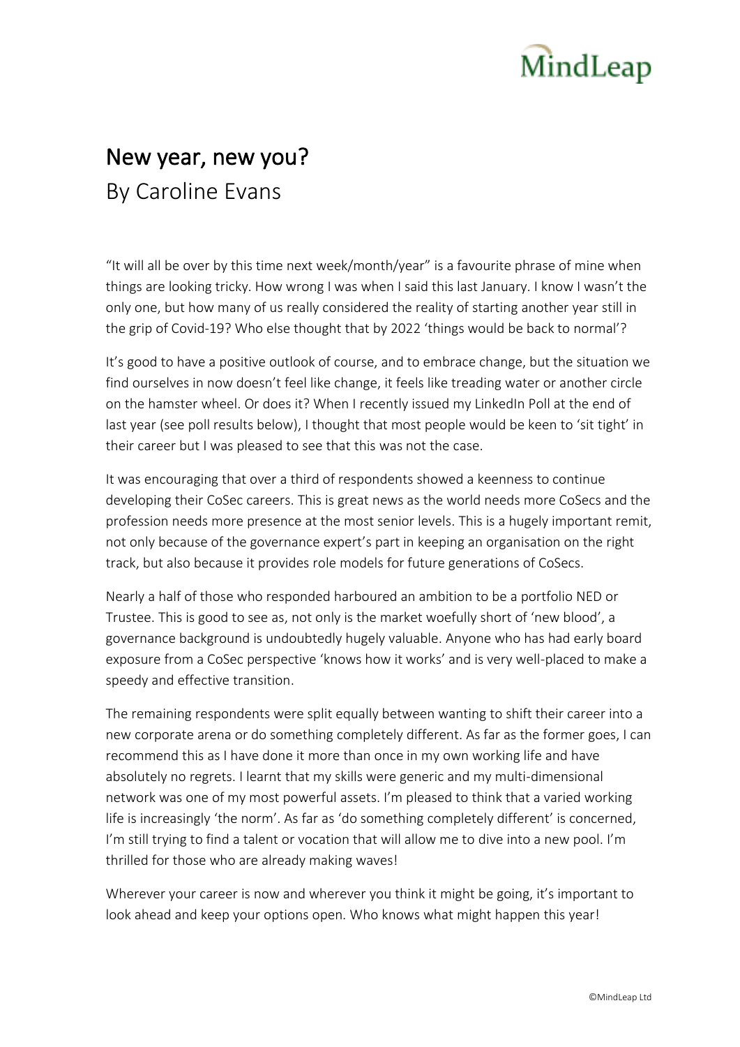# New year, new you?

By Caroline Evans

"It will all be over by this time next week/month/year" is a favourite phrase of mine when things are looking tricky. How wrong I was when I said this last January. I know I wasn't the only one, but how many of us really considered the reality of starting another year still in the grip of Covid-19? Who else thought that by 2022 'things would be back to normal'?

It's good to have a positive outlook of course, and to embrace change, but the situation we find ourselves in now doesn't feel like change, it feels like treading water or another circle on the hamster wheel. Or does it? When I recently issued my LinkedIn Poll at the end of last year (see poll results below), I thought that most people would be keen to 'sit tight' in their career but I was pleased to see that this was not the case.

It was encouraging that over a third of respondents showed a keenness to continue developing their CoSec careers. This is great news as the world needs more CoSecs and the profession needs more presence at the most senior levels. This is a hugely important remit, not only because of the governance expert's part in keeping an organisation on the right track, but also because it provides role models for future generations of CoSecs.

Nearly a half of those who responded harboured an ambition to be a portfolio NED or Trustee. This is good to see as, not only is the market woefully short of 'new blood', a governance background is undoubtedly hugely valuable. Anyone who has had early board exposure from a CoSec perspective 'knows how it works' and is very well-placed to make a speedy and effective transition.

The remaining respondents were split equally between wanting to shift their career into a new corporate arena or do something completely different. As far as the former goes, I can recommend this as I have done it more than once in my own working life and have absolutely no regrets. I learnt that my skills were generic and my multi-dimensional network was one of my most powerful assets. I'm pleased to think that a varied working life is increasingly 'the norm'. As far as 'do something completely different' is concerned, I'm still trying to find a talent or vocation that will allow me to dive into a new pool. I'm thrilled for those who are already making waves!

Wherever your career is now and wherever you think it might be going, it's important to look ahead and keep your options open. Who knows what might happen this year!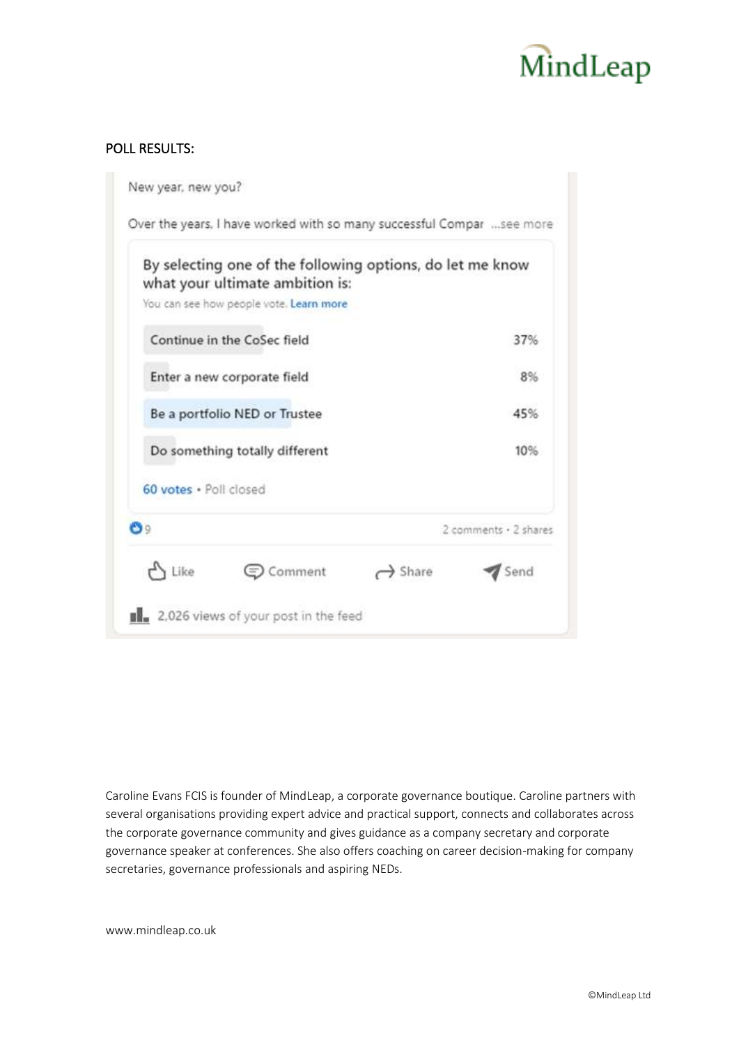POLL RESULTS:

New year, new you?

Over the years, I have worked with so many successful Compar ...see more

By selecting one of the following options, do let me know what your ultimate ambition is:

You can see how people vote. Learn more

Continue in the CoSec field 37%

Enter a new corporate field 8%

Be a portfolio NED or Trustee 45%

Do something totally different 10%

60 votes • Poll closed

9

2 comments • 2 shares

Like Comment Share Send

2,026 views of your post in the feed

Caroline Evans FCIS is founder of MindLeap, a corporate governance boutique. Caroline partners with several organisations providing expert advice and practical support, connects and collaborates across the corporate governance community and gives guidance as a company secretary and corporate governance speaker at conferences. She also offers coaching on career decision-making for company secretaries, governance professionals and aspiring NEDs.

www.mindleap.co.uk

©MindLeap Ltd